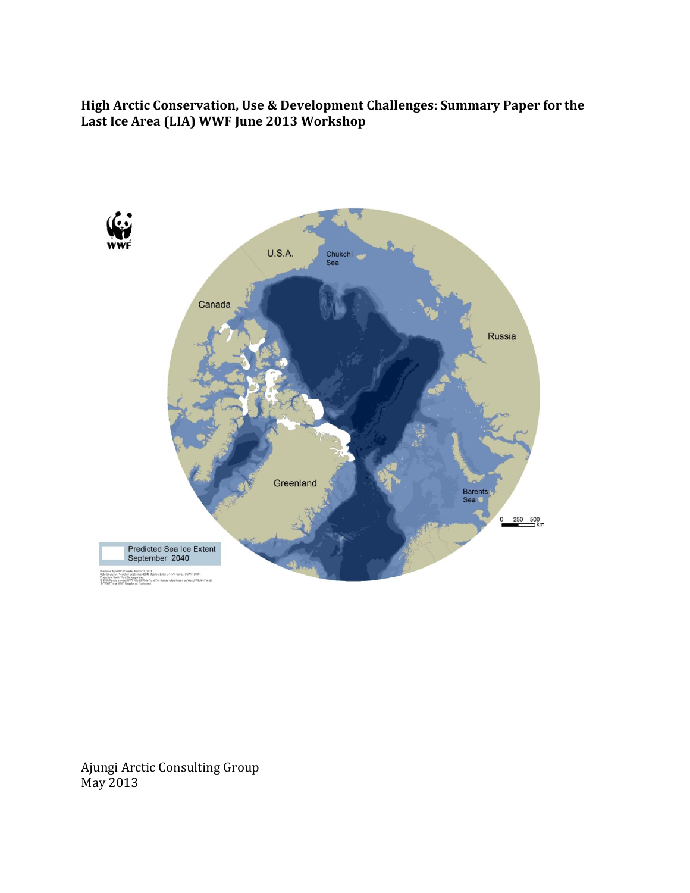# High Arctic Conservation, Use & Development Challenges: Summary Paper for the Last Ice Area (LIA) WWF June 2013 Workshop

Ajungi Arctic Consulting Group
May 2013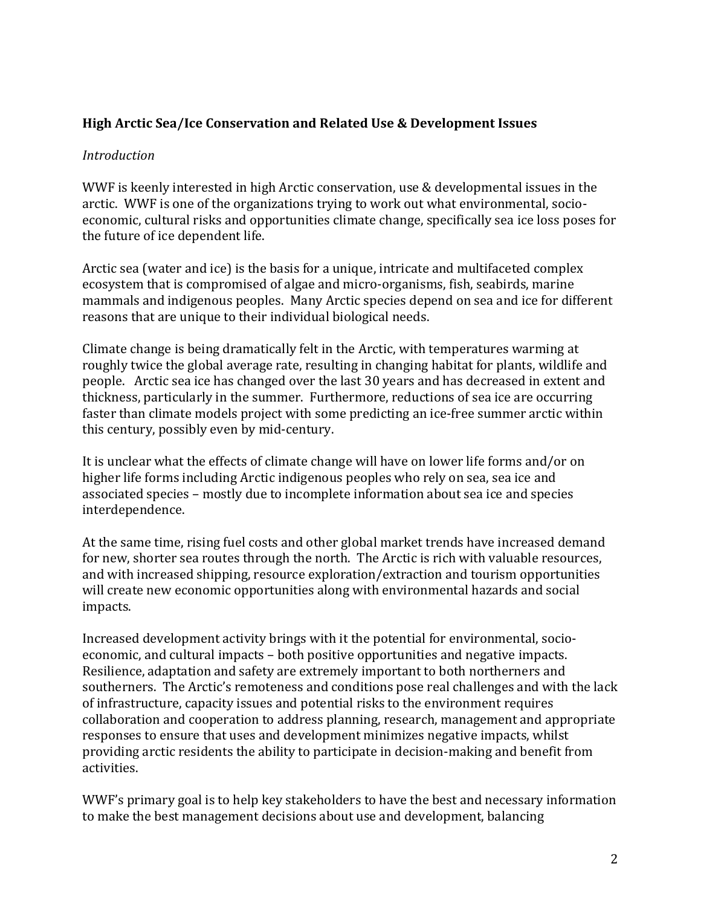**High Arctic Sea/Ice Conservation and Related Use & Development Issues**

*Introduction*

WWF is keenly interested in high Arctic conservation, use & developmental issues in the arctic. WWF is one of the organizations trying to work out what environmental, socio-economic, cultural risks and opportunities climate change, specifically sea ice loss poses for the future of ice dependent life.

Arctic sea (water and ice) is the basis for a unique, intricate and multifaceted complex ecosystem that is compromised of algae and micro-organisms, fish, seabirds, marine mammals and indigenous peoples. Many Arctic species depend on sea and ice for different reasons that are unique to their individual biological needs.

Climate change is being dramatically felt in the Arctic, with temperatures warming at roughly twice the global average rate, resulting in changing habitat for plants, wildlife and people. Arctic sea ice has changed over the last 30 years and has decreased in extent and thickness, particularly in the summer. Furthermore, reductions of sea ice are occurring faster than climate models project with some predicting an ice-free summer arctic within this century, possibly even by mid-century.

It is unclear what the effects of climate change will have on lower life forms and/or on higher life forms including Arctic indigenous peoples who rely on sea, sea ice and associated species – mostly due to incomplete information about sea ice and species interdependence.

At the same time, rising fuel costs and other global market trends have increased demand for new, shorter sea routes through the north. The Arctic is rich with valuable resources, and with increased shipping, resource exploration/extraction and tourism opportunities will create new economic opportunities along with environmental hazards and social impacts.

Increased development activity brings with it the potential for environmental, socio-economic, and cultural impacts – both positive opportunities and negative impacts. Resilience, adaptation and safety are extremely important to both northerners and southerners. The Arctic's remoteness and conditions pose real challenges and with the lack of infrastructure, capacity issues and potential risks to the environment requires collaboration and cooperation to address planning, research, management and appropriate responses to ensure that uses and development minimizes negative impacts, whilst providing arctic residents the ability to participate in decision-making and benefit from activities.

WWF's primary goal is to help key stakeholders to have the best and necessary information to make the best management decisions about use and development, balancing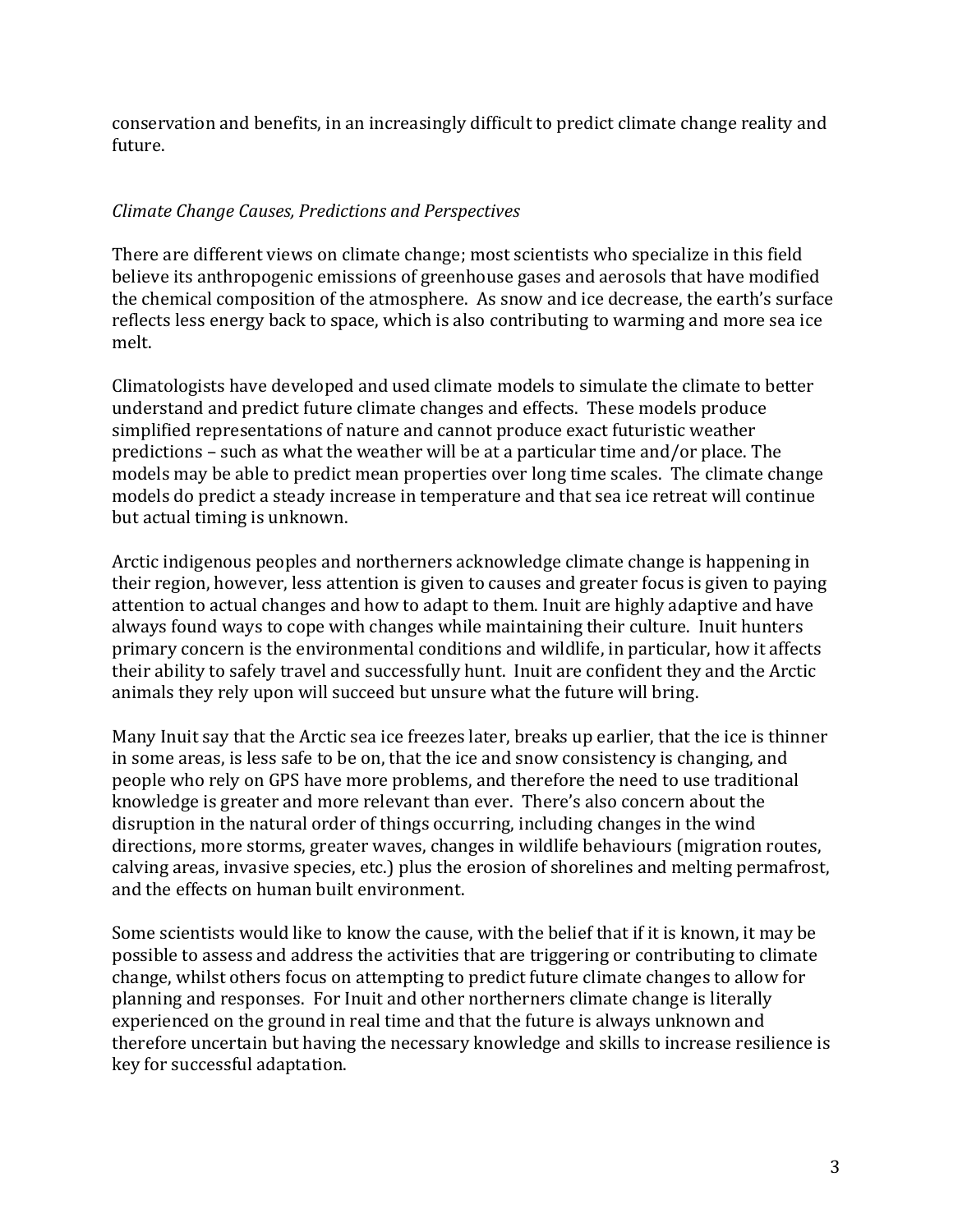conservation and benefits, in an increasingly difficult to predict climate change reality and future.

*Climate Change Causes, Predictions and Perspectives*

There are different views on climate change; most scientists who specialize in this field believe its anthropogenic emissions of greenhouse gases and aerosols that have modified the chemical composition of the atmosphere. As snow and ice decrease, the earth's surface reflects less energy back to space, which is also contributing to warming and more sea ice melt.

Climatologists have developed and used climate models to simulate the climate to better understand and predict future climate changes and effects. These models produce simplified representations of nature and cannot produce exact futuristic weather predictions – such as what the weather will be at a particular time and/or place. The models may be able to predict mean properties over long time scales. The climate change models do predict a steady increase in temperature and that sea ice retreat will continue but actual timing is unknown.

Arctic indigenous peoples and northerners acknowledge climate change is happening in their region, however, less attention is given to causes and greater focus is given to paying attention to actual changes and how to adapt to them. Inuit are highly adaptive and have always found ways to cope with changes while maintaining their culture. Inuit hunters primary concern is the environmental conditions and wildlife, in particular, how it affects their ability to safely travel and successfully hunt. Inuit are confident they and the Arctic animals they rely upon will succeed but unsure what the future will bring.

Many Inuit say that the Arctic sea ice freezes later, breaks up earlier, that the ice is thinner in some areas, is less safe to be on, that the ice and snow consistency is changing, and people who rely on GPS have more problems, and therefore the need to use traditional knowledge is greater and more relevant than ever. There's also concern about the disruption in the natural order of things occurring, including changes in the wind directions, more storms, greater waves, changes in wildlife behaviours (migration routes, calving areas, invasive species, etc.) plus the erosion of shorelines and melting permafrost, and the effects on human built environment.

Some scientists would like to know the cause, with the belief that if it is known, it may be possible to assess and address the activities that are triggering or contributing to climate change, whilst others focus on attempting to predict future climate changes to allow for planning and responses. For Inuit and other northerners climate change is literally experienced on the ground in real time and that the future is always unknown and therefore uncertain but having the necessary knowledge and skills to increase resilience is key for successful adaptation.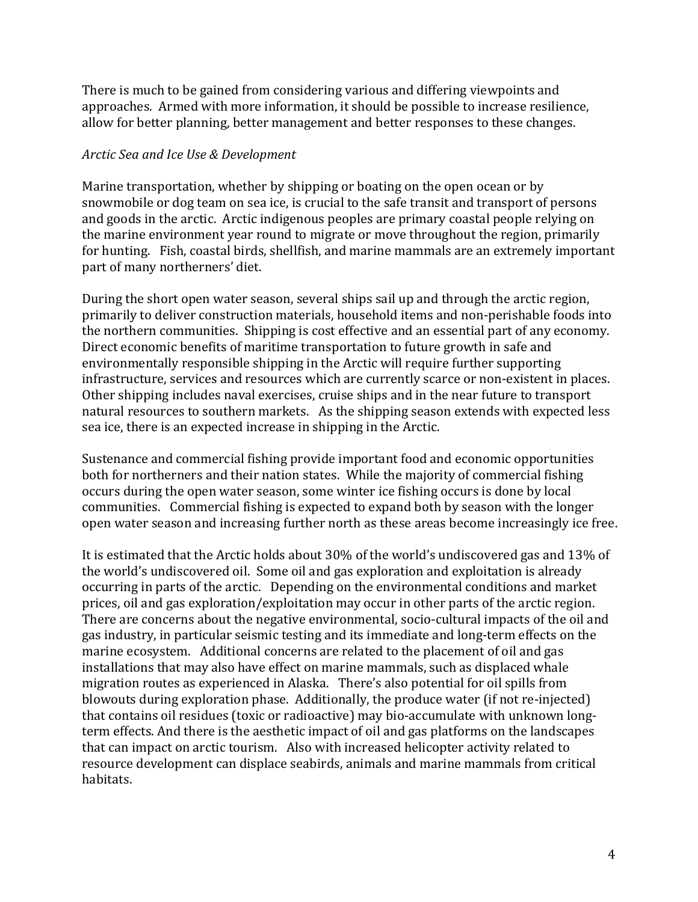There is much to be gained from considering various and differing viewpoints and approaches. Armed with more information, it should be possible to increase resilience, allow for better planning, better management and better responses to these changes.

*Arctic Sea and Ice Use & Development*

Marine transportation, whether by shipping or boating on the open ocean or by snowmobile or dog team on sea ice, is crucial to the safe transit and transport of persons and goods in the arctic. Arctic indigenous peoples are primary coastal people relying on the marine environment year round to migrate or move throughout the region, primarily for hunting. Fish, coastal birds, shellfish, and marine mammals are an extremely important part of many northerners' diet.

During the short open water season, several ships sail up and through the arctic region, primarily to deliver construction materials, household items and non-perishable foods into the northern communities. Shipping is cost effective and an essential part of any economy. Direct economic benefits of maritime transportation to future growth in safe and environmentally responsible shipping in the Arctic will require further supporting infrastructure, services and resources which are currently scarce or non-existent in places. Other shipping includes naval exercises, cruise ships and in the near future to transport natural resources to southern markets. As the shipping season extends with expected less sea ice, there is an expected increase in shipping in the Arctic.

Sustenance and commercial fishing provide important food and economic opportunities both for northerners and their nation states. While the majority of commercial fishing occurs during the open water season, some winter ice fishing occurs is done by local communities. Commercial fishing is expected to expand both by season with the longer open water season and increasing further north as these areas become increasingly ice free.

It is estimated that the Arctic holds about 30% of the world's undiscovered gas and 13% of the world's undiscovered oil. Some oil and gas exploration and exploitation is already occurring in parts of the arctic. Depending on the environmental conditions and market prices, oil and gas exploration/exploitation may occur in other parts of the arctic region. There are concerns about the negative environmental, socio-cultural impacts of the oil and gas industry, in particular seismic testing and its immediate and long-term effects on the marine ecosystem. Additional concerns are related to the placement of oil and gas installations that may also have effect on marine mammals, such as displaced whale migration routes as experienced in Alaska. There's also potential for oil spills from blowouts during exploration phase. Additionally, the produce water (if not re-injected) that contains oil residues (toxic or radioactive) may bio-accumulate with unknown long-term effects. And there is the aesthetic impact of oil and gas platforms on the landscapes that can impact on arctic tourism. Also with increased helicopter activity related to resource development can displace seabirds, animals and marine mammals from critical habitats.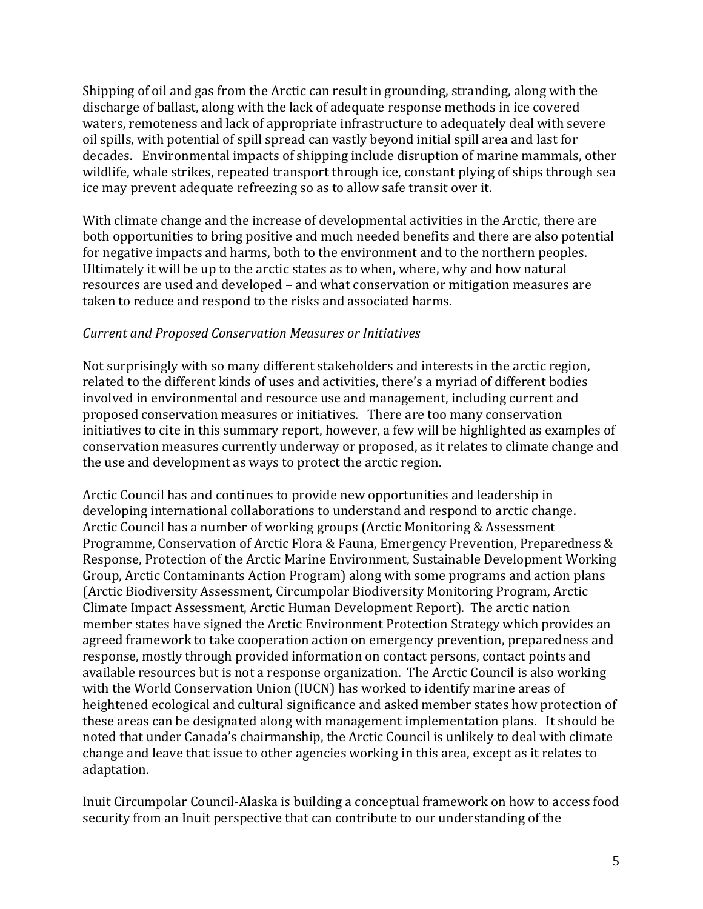Shipping of oil and gas from the Arctic can result in grounding, stranding, along with the discharge of ballast, along with the lack of adequate response methods in ice covered waters, remoteness and lack of appropriate infrastructure to adequately deal with severe oil spills, with potential of spill spread can vastly beyond initial spill area and last for decades. Environmental impacts of shipping include disruption of marine mammals, other wildlife, whale strikes, repeated transport through ice, constant plying of ships through sea ice may prevent adequate refreezing so as to allow safe transit over it.

With climate change and the increase of developmental activities in the Arctic, there are both opportunities to bring positive and much needed benefits and there are also potential for negative impacts and harms, both to the environment and to the northern peoples. Ultimately it will be up to the arctic states as to when, where, why and how natural resources are used and developed – and what conservation or mitigation measures are taken to reduce and respond to the risks and associated harms.

*Current and Proposed Conservation Measures or Initiatives*

Not surprisingly with so many different stakeholders and interests in the arctic region, related to the different kinds of uses and activities, there's a myriad of different bodies involved in environmental and resource use and management, including current and proposed conservation measures or initiatives. There are too many conservation initiatives to cite in this summary report, however, a few will be highlighted as examples of conservation measures currently underway or proposed, as it relates to climate change and the use and development as ways to protect the arctic region.

Arctic Council has and continues to provide new opportunities and leadership in developing international collaborations to understand and respond to arctic change. Arctic Council has a number of working groups (Arctic Monitoring & Assessment Programme, Conservation of Arctic Flora & Fauna, Emergency Prevention, Preparedness & Response, Protection of the Arctic Marine Environment, Sustainable Development Working Group, Arctic Contaminants Action Program) along with some programs and action plans (Arctic Biodiversity Assessment, Circumpolar Biodiversity Monitoring Program, Arctic Climate Impact Assessment, Arctic Human Development Report). The arctic nation member states have signed the Arctic Environment Protection Strategy which provides an agreed framework to take cooperation action on emergency prevention, preparedness and response, mostly through provided information on contact persons, contact points and available resources but is not a response organization. The Arctic Council is also working with the World Conservation Union (IUCN) has worked to identify marine areas of heightened ecological and cultural significance and asked member states how protection of these areas can be designated along with management implementation plans. It should be noted that under Canada's chairmanship, the Arctic Council is unlikely to deal with climate change and leave that issue to other agencies working in this area, except as it relates to adaptation.

Inuit Circumpolar Council-Alaska is building a conceptual framework on how to access food security from an Inuit perspective that can contribute to our understanding of the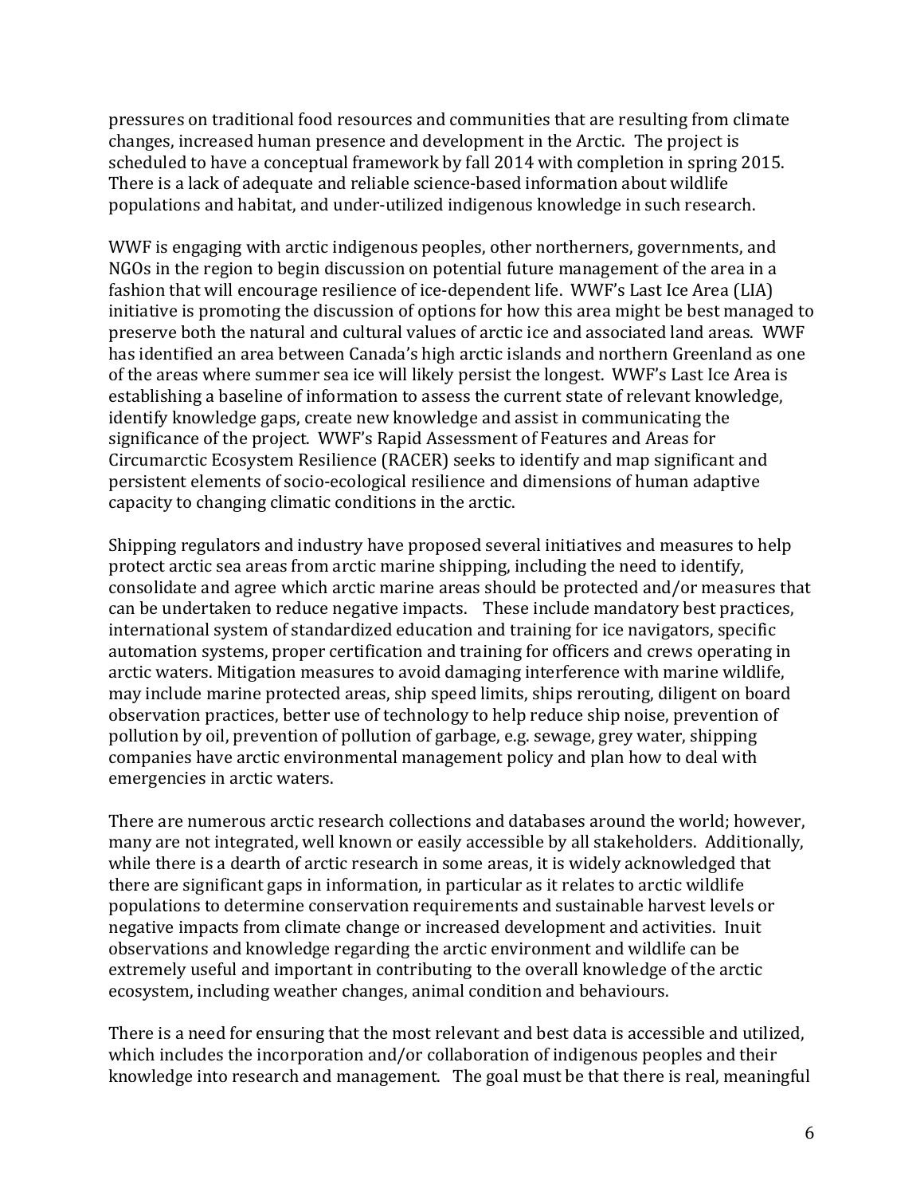pressures on traditional food resources and communities that are resulting from climate changes, increased human presence and development in the Arctic. The project is scheduled to have a conceptual framework by fall 2014 with completion in spring 2015. There is a lack of adequate and reliable science-based information about wildlife populations and habitat, and under-utilized indigenous knowledge in such research.

WWF is engaging with arctic indigenous peoples, other northerners, governments, and NGOs in the region to begin discussion on potential future management of the area in a fashion that will encourage resilience of ice-dependent life. WWF's Last Ice Area (LIA) initiative is promoting the discussion of options for how this area might be best managed to preserve both the natural and cultural values of arctic ice and associated land areas. WWF has identified an area between Canada's high arctic islands and northern Greenland as one of the areas where summer sea ice will likely persist the longest. WWF's Last Ice Area is establishing a baseline of information to assess the current state of relevant knowledge, identify knowledge gaps, create new knowledge and assist in communicating the significance of the project. WWF's Rapid Assessment of Features and Areas for Circumarctic Ecosystem Resilience (RACER) seeks to identify and map significant and persistent elements of socio-ecological resilience and dimensions of human adaptive capacity to changing climatic conditions in the arctic.

Shipping regulators and industry have proposed several initiatives and measures to help protect arctic sea areas from arctic marine shipping, including the need to identify, consolidate and agree which arctic marine areas should be protected and/or measures that can be undertaken to reduce negative impacts. These include mandatory best practices, international system of standardized education and training for ice navigators, specific automation systems, proper certification and training for officers and crews operating in arctic waters. Mitigation measures to avoid damaging interference with marine wildlife, may include marine protected areas, ship speed limits, ships rerouting, diligent on board observation practices, better use of technology to help reduce ship noise, prevention of pollution by oil, prevention of pollution of garbage, e.g. sewage, grey water, shipping companies have arctic environmental management policy and plan how to deal with emergencies in arctic waters.

There are numerous arctic research collections and databases around the world; however, many are not integrated, well known or easily accessible by all stakeholders. Additionally, while there is a dearth of arctic research in some areas, it is widely acknowledged that there are significant gaps in information, in particular as it relates to arctic wildlife populations to determine conservation requirements and sustainable harvest levels or negative impacts from climate change or increased development and activities. Inuit observations and knowledge regarding the arctic environment and wildlife can be extremely useful and important in contributing to the overall knowledge of the arctic ecosystem, including weather changes, animal condition and behaviours.

There is a need for ensuring that the most relevant and best data is accessible and utilized, which includes the incorporation and/or collaboration of indigenous peoples and their knowledge into research and management. The goal must be that there is real, meaningful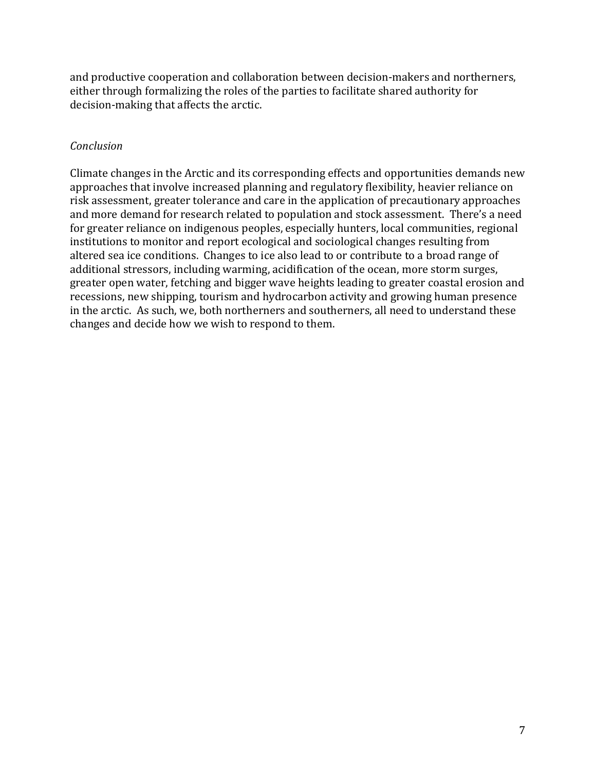and productive cooperation and collaboration between decision-makers and northerners, either through formalizing the roles of the parties to facilitate shared authority for decision-making that affects the arctic.

*Conclusion*

Climate changes in the Arctic and its corresponding effects and opportunities demands new approaches that involve increased planning and regulatory flexibility, heavier reliance on risk assessment, greater tolerance and care in the application of precautionary approaches and more demand for research related to population and stock assessment. There's a need for greater reliance on indigenous peoples, especially hunters, local communities, regional institutions to monitor and report ecological and sociological changes resulting from altered sea ice conditions. Changes to ice also lead to or contribute to a broad range of additional stressors, including warming, acidification of the ocean, more storm surges, greater open water, fetching and bigger wave heights leading to greater coastal erosion and recessions, new shipping, tourism and hydrocarbon activity and growing human presence in the arctic. As such, we, both northerners and southerners, all need to understand these changes and decide how we wish to respond to them.